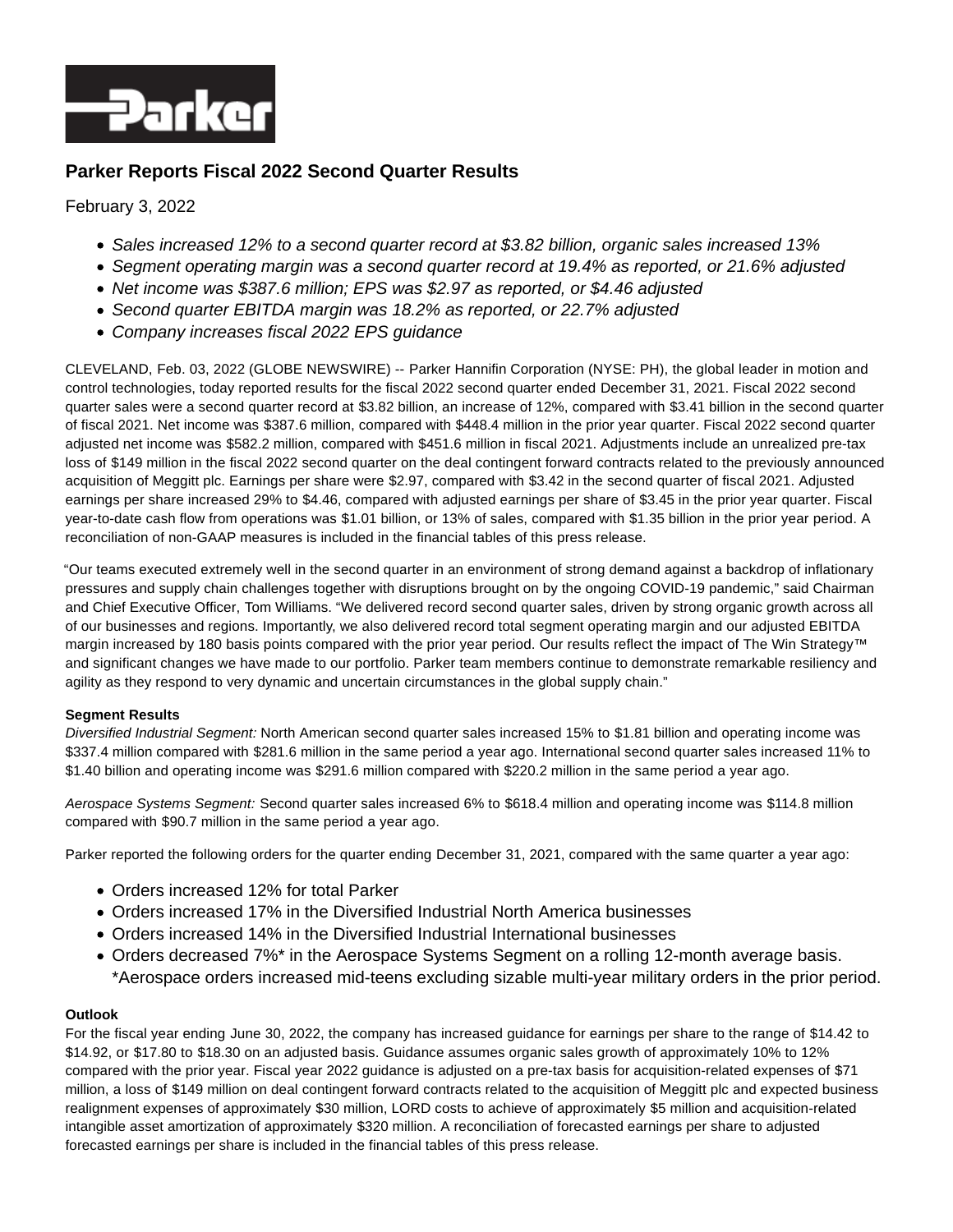# Parker Reports Fiscal 2022 Second Quarter Results

February 3, 2022

- *Sales increased 12% to a second quarter record at $3.82 billion, organic sales increased 13%*
- *Segment operating margin was a second quarter record at 19.4% as reported, or 21.6% adjusted*
- *Net income was $387.6 million; EPS was $2.97 as reported, or $4.46 adjusted*
- *Second quarter EBITDA margin was 18.2% as reported, or 22.7% adjusted*
- *Company increases fiscal 2022 EPS guidance*

CLEVELAND, Feb. 03, 2022 (GLOBE NEWSWIRE) -- Parker Hannifin Corporation (NYSE: PH), the global leader in motion and control technologies, today reported results for the fiscal 2022 second quarter ended December 31, 2021. Fiscal 2022 second quarter sales were a second quarter record at $3.82 billion, an increase of 12%, compared with $3.41 billion in the second quarter of fiscal 2021. Net income was $387.6 million, compared with $448.4 million in the prior year quarter. Fiscal 2022 second quarter adjusted net income was $582.2 million, compared with $451.6 million in fiscal 2021. Adjustments include an unrealized pre-tax loss of $149 million in the fiscal 2022 second quarter on the deal contingent forward contracts related to the previously announced acquisition of Meggitt plc. Earnings per share were $2.97, compared with $3.42 in the second quarter of fiscal 2021. Adjusted earnings per share increased 29% to $4.46, compared with adjusted earnings per share of $3.45 in the prior year quarter. Fiscal year-to-date cash flow from operations was $1.01 billion, or 13% of sales, compared with $1.35 billion in the prior year period. A reconciliation of non-GAAP measures is included in the financial tables of this press release.

"Our teams executed extremely well in the second quarter in an environment of strong demand against a backdrop of inflationary pressures and supply chain challenges together with disruptions brought on by the ongoing COVID-19 pandemic," said Chairman and Chief Executive Officer, Tom Williams. "We delivered record second quarter sales, driven by strong organic growth across all of our businesses and regions. Importantly, we also delivered record total segment operating margin and our adjusted EBITDA margin increased by 180 basis points compared with the prior year period. Our results reflect the impact of The Win Strategy™ and significant changes we have made to our portfolio. Parker team members continue to demonstrate remarkable resiliency and agility as they respond to very dynamic and uncertain circumstances in the global supply chain."

**Segment Results**

*Diversified Industrial Segment:* North American second quarter sales increased 15% to $1.81 billion and operating income was $337.4 million compared with $281.6 million in the same period a year ago. International second quarter sales increased 11% to $1.40 billion and operating income was $291.6 million compared with $220.2 million in the same period a year ago.

*Aerospace Systems Segment:* Second quarter sales increased 6% to $618.4 million and operating income was $114.8 million compared with $90.7 million in the same period a year ago.

Parker reported the following orders for the quarter ending December 31, 2021, compared with the same quarter a year ago:

- Orders increased 12% for total Parker
- Orders increased 17% in the Diversified Industrial North America businesses
- Orders increased 14% in the Diversified Industrial International businesses
- Orders decreased 7%* in the Aerospace Systems Segment on a rolling 12-month average basis.
  *Aerospace orders increased mid-teens excluding sizable multi-year military orders in the prior period.

**Outlook**

For the fiscal year ending June 30, 2022, the company has increased guidance for earnings per share to the range of $14.42 to $14.92, or $17.80 to $18.30 on an adjusted basis. Guidance assumes organic sales growth of approximately 10% to 12% compared with the prior year. Fiscal year 2022 guidance is adjusted on a pre-tax basis for acquisition-related expenses of $71 million, a loss of $149 million on deal contingent forward contracts related to the acquisition of Meggitt plc and expected business realignment expenses of approximately $30 million, LORD costs to achieve of approximately $5 million and acquisition-related intangible asset amortization of approximately $320 million. A reconciliation of forecasted earnings per share to adjusted forecasted earnings per share is included in the financial tables of this press release.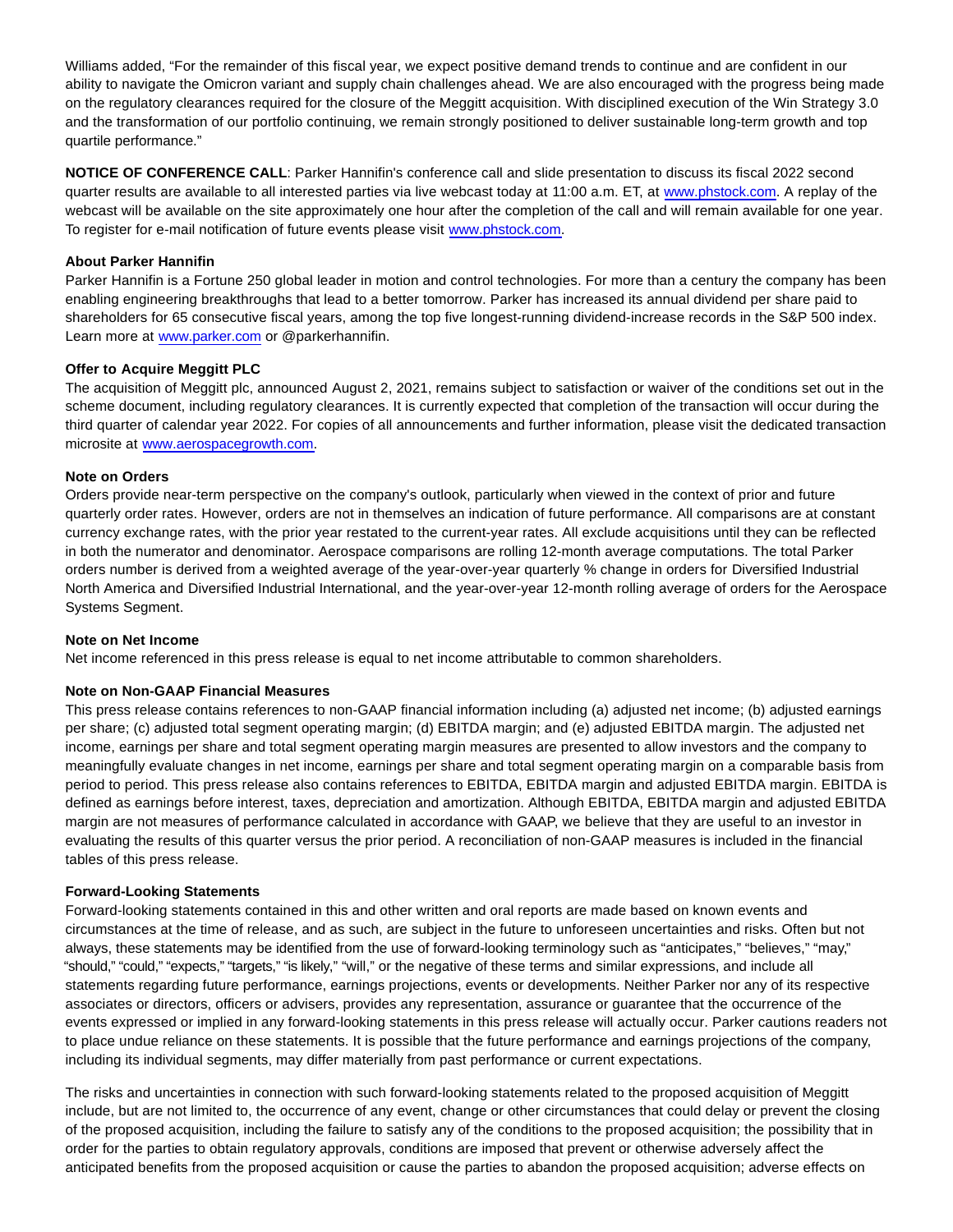Williams added, “For the remainder of this fiscal year, we expect positive demand trends to continue and are confident in our ability to navigate the Omicron variant and supply chain challenges ahead. We are also encouraged with the progress being made on the regulatory clearances required for the closure of the Meggitt acquisition. With disciplined execution of the Win Strategy 3.0 and the transformation of our portfolio continuing, we remain strongly positioned to deliver sustainable long-term growth and top quartile performance.”

**NOTICE OF CONFERENCE CALL**: Parker Hannifin's conference call and slide presentation to discuss its fiscal 2022 second quarter results are available to all interested parties via live webcast today at 11:00 a.m. ET, at www.phstock.com. A replay of the webcast will be available on the site approximately one hour after the completion of the call and will remain available for one year. To register for e-mail notification of future events please visit www.phstock.com.

**About Parker Hannifin**

Parker Hannifin is a Fortune 250 global leader in motion and control technologies. For more than a century the company has been enabling engineering breakthroughs that lead to a better tomorrow. Parker has increased its annual dividend per share paid to shareholders for 65 consecutive fiscal years, among the top five longest-running dividend-increase records in the S&P 500 index. Learn more at www.parker.com or @parkerhannifin.

**Offer to Acquire Meggitt PLC**

The acquisition of Meggitt plc, announced August 2, 2021, remains subject to satisfaction or waiver of the conditions set out in the scheme document, including regulatory clearances. It is currently expected that completion of the transaction will occur during the third quarter of calendar year 2022. For copies of all announcements and further information, please visit the dedicated transaction microsite at www.aerospacegrowth.com.

**Note on Orders**

Orders provide near-term perspective on the company's outlook, particularly when viewed in the context of prior and future quarterly order rates. However, orders are not in themselves an indication of future performance. All comparisons are at constant currency exchange rates, with the prior year restated to the current-year rates. All exclude acquisitions until they can be reflected in both the numerator and denominator. Aerospace comparisons are rolling 12-month average computations. The total Parker orders number is derived from a weighted average of the year-over-year quarterly % change in orders for Diversified Industrial North America and Diversified Industrial International, and the year-over-year 12-month rolling average of orders for the Aerospace Systems Segment.

**Note on Net Income**

Net income referenced in this press release is equal to net income attributable to common shareholders.

**Note on Non-GAAP Financial Measures**

This press release contains references to non-GAAP financial information including (a) adjusted net income; (b) adjusted earnings per share; (c) adjusted total segment operating margin; (d) EBITDA margin; and (e) adjusted EBITDA margin. The adjusted net income, earnings per share and total segment operating margin measures are presented to allow investors and the company to meaningfully evaluate changes in net income, earnings per share and total segment operating margin on a comparable basis from period to period. This press release also contains references to EBITDA, EBITDA margin and adjusted EBITDA margin. EBITDA is defined as earnings before interest, taxes, depreciation and amortization. Although EBITDA, EBITDA margin and adjusted EBITDA margin are not measures of performance calculated in accordance with GAAP, we believe that they are useful to an investor in evaluating the results of this quarter versus the prior period. A reconciliation of non-GAAP measures is included in the financial tables of this press release.

**Forward-Looking Statements**

Forward-looking statements contained in this and other written and oral reports are made based on known events and circumstances at the time of release, and as such, are subject in the future to unforeseen uncertainties and risks. Often but not always, these statements may be identified from the use of forward-looking terminology such as “anticipates,” “believes,” “may,” “should,” “could,” “expects,” “targets,” “is likely,” “will,” or the negative of these terms and similar expressions, and include all statements regarding future performance, earnings projections, events or developments. Neither Parker nor any of its respective associates or directors, officers or advisers, provides any representation, assurance or guarantee that the occurrence of the events expressed or implied in any forward-looking statements in this press release will actually occur. Parker cautions readers not to place undue reliance on these statements. It is possible that the future performance and earnings projections of the company, including its individual segments, may differ materially from past performance or current expectations.

The risks and uncertainties in connection with such forward-looking statements related to the proposed acquisition of Meggitt include, but are not limited to, the occurrence of any event, change or other circumstances that could delay or prevent the closing of the proposed acquisition, including the failure to satisfy any of the conditions to the proposed acquisition; the possibility that in order for the parties to obtain regulatory approvals, conditions are imposed that prevent or otherwise adversely affect the anticipated benefits from the proposed acquisition or cause the parties to abandon the proposed acquisition; adverse effects on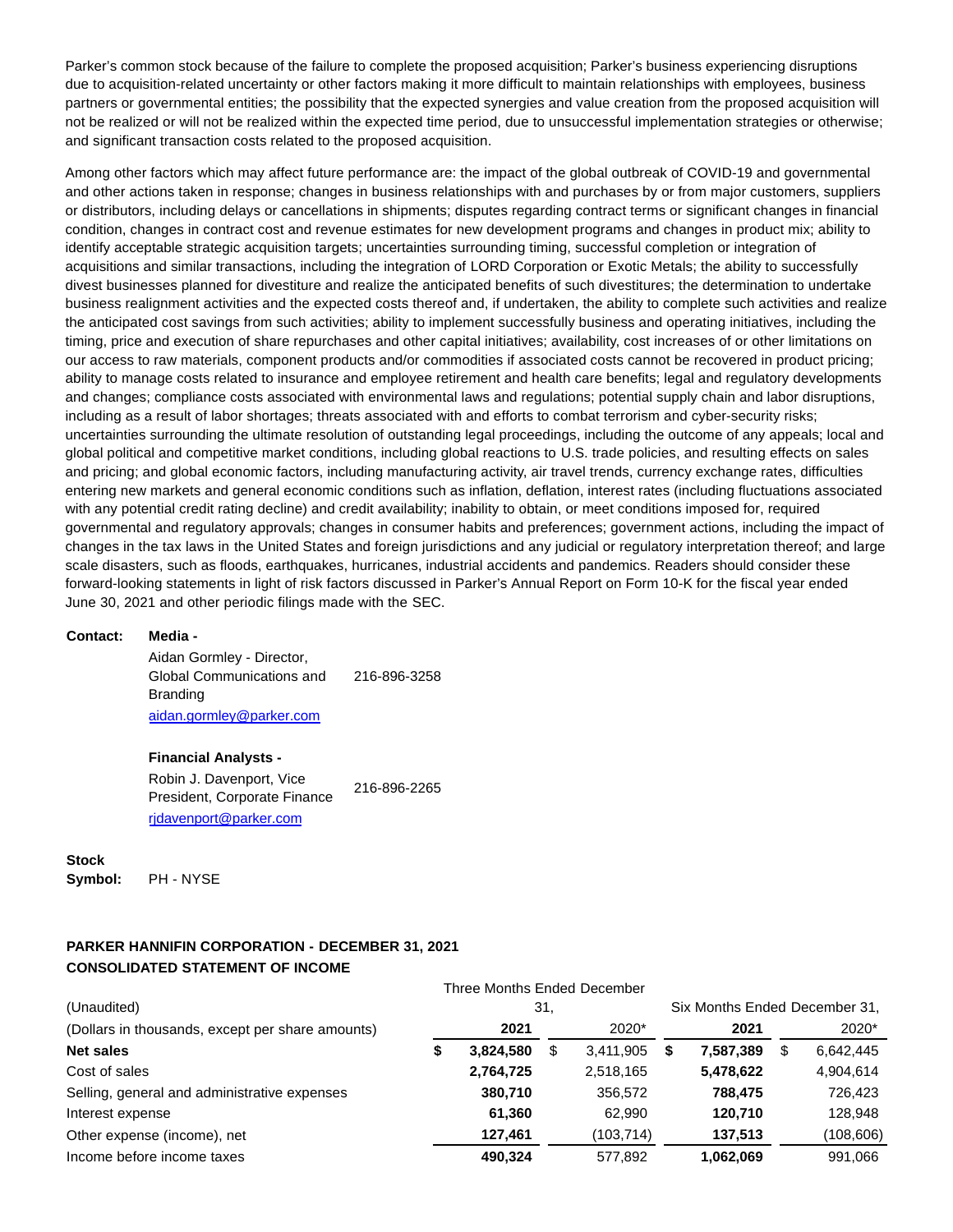Parker's common stock because of the failure to complete the proposed acquisition; Parker's business experiencing disruptions due to acquisition-related uncertainty or other factors making it more difficult to maintain relationships with employees, business partners or governmental entities; the possibility that the expected synergies and value creation from the proposed acquisition will not be realized or will not be realized within the expected time period, due to unsuccessful implementation strategies or otherwise; and significant transaction costs related to the proposed acquisition.

Among other factors which may affect future performance are: the impact of the global outbreak of COVID-19 and governmental and other actions taken in response; changes in business relationships with and purchases by or from major customers, suppliers or distributors, including delays or cancellations in shipments; disputes regarding contract terms or significant changes in financial condition, changes in contract cost and revenue estimates for new development programs and changes in product mix; ability to identify acceptable strategic acquisition targets; uncertainties surrounding timing, successful completion or integration of acquisitions and similar transactions, including the integration of LORD Corporation or Exotic Metals; the ability to successfully divest businesses planned for divestiture and realize the anticipated benefits of such divestitures; the determination to undertake business realignment activities and the expected costs thereof and, if undertaken, the ability to complete such activities and realize the anticipated cost savings from such activities; ability to implement successfully business and operating initiatives, including the timing, price and execution of share repurchases and other capital initiatives; availability, cost increases of or other limitations on our access to raw materials, component products and/or commodities if associated costs cannot be recovered in product pricing; ability to manage costs related to insurance and employee retirement and health care benefits; legal and regulatory developments and changes; compliance costs associated with environmental laws and regulations; potential supply chain and labor disruptions, including as a result of labor shortages; threats associated with and efforts to combat terrorism and cyber-security risks; uncertainties surrounding the ultimate resolution of outstanding legal proceedings, including the outcome of any appeals; local and global political and competitive market conditions, including global reactions to U.S. trade policies, and resulting effects on sales and pricing; and global economic factors, including manufacturing activity, air travel trends, currency exchange rates, difficulties entering new markets and general economic conditions such as inflation, deflation, interest rates (including fluctuations associated with any potential credit rating decline) and credit availability; inability to obtain, or meet conditions imposed for, required governmental and regulatory approvals; changes in consumer habits and preferences; government actions, including the impact of changes in the tax laws in the United States and foreign jurisdictions and any judicial or regulatory interpretation thereof; and large scale disasters, such as floods, earthquakes, hurricanes, industrial accidents and pandemics. Readers should consider these forward-looking statements in light of risk factors discussed in Parker's Annual Report on Form 10-K for the fiscal year ended June 30, 2021 and other periodic filings made with the SEC.

**Contact:** **Media -**

Aidan Gormley - Director, Global Communications and Branding 216-896-3258
aidan.gormley@parker.com

**Financial Analysts -**

Robin J. Davenport, Vice President, Corporate Finance 216-896-2265
rjdavenport@parker.com

**Stock Symbol:** PH - NYSE

**PARKER HANNIFIN CORPORATION - DECEMBER 31, 2021**
**CONSOLIDATED STATEMENT OF INCOME**

| (Unaudited) | Three Months Ended December 31, | | Six Months Ended December 31, | |
|---|---|---|---|---|
| (Dollars in thousands, except per share amounts) | **2021** | 2020* | **2021** | 2020* |
| **Net sales** | **$ 3,824,580** | $ 3,411,905 | **$ 7,587,389** | $ 6,642,445 |
| Cost of sales | **2,764,725** | 2,518,165 | **5,478,622** | 4,904,614 |
| Selling, general and administrative expenses | **380,710** | 356,572 | **788,475** | 726,423 |
| Interest expense | **61,360** | 62,990 | **120,710** | 128,948 |
| Other expense (income), net | **127,461** | (103,714) | **137,513** | (108,606) |
| Income before income taxes | **490,324** | 577,892 | **1,062,069** | 991,066 |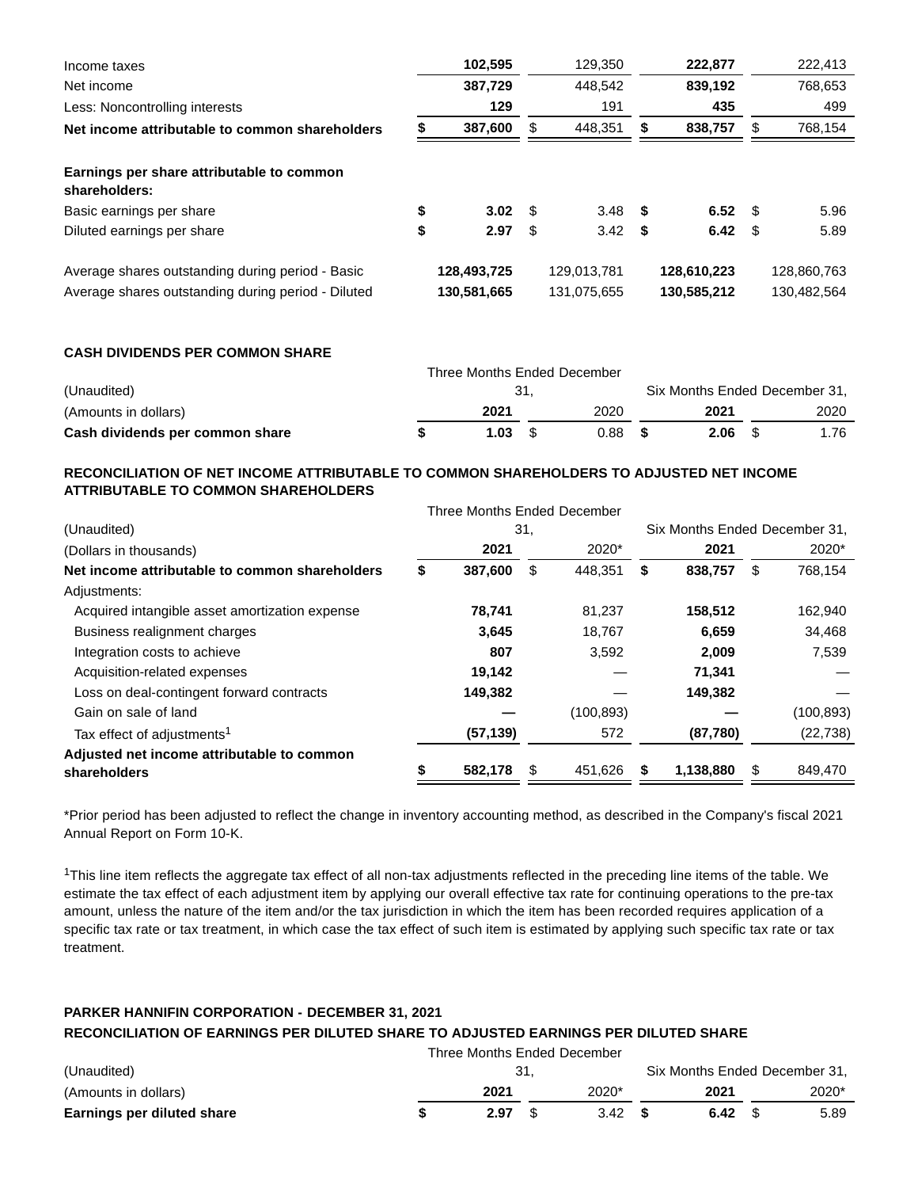| | Three Months Ended December 31, | | Six Months Ended December 31, | |
|---|---|---|---|---|
| | 2021 | 2020 | 2021 | 2020 |
| Income taxes | **102,595** | 129,350 | **222,877** | 222,413 |
| Net income | **387,729** | 448,542 | **839,192** | 768,653 |
| Less: Noncontrolling interests | **129** | 191 | **435** | 499 |
| **Net income attributable to common shareholders** | **$ 387,600** | $ 448,351 | **$ 838,757** | $ 768,154 |
| **Earnings per share attributable to common shareholders:** | | | | |
| Basic earnings per share | **$ 3.02** | $ 3.48 | **$ 6.52** | $ 5.96 |
| Diluted earnings per share | **$ 2.97** | $ 3.42 | **$ 6.42** | $ 5.89 |
| Average shares outstanding during period - Basic | **128,493,725** | 129,013,781 | **128,610,223** | 128,860,763 |
| Average shares outstanding during period - Diluted | **130,581,665** | 131,075,655 | **130,585,212** | 130,482,564 |

**CASH DIVIDENDS PER COMMON SHARE**

| (Unaudited) | Three Months Ended December 31, | | Six Months Ended December 31, | |
|---|---|---|---|---|
| (Amounts in dollars) | **2021** | 2020 | **2021** | 2020 |
| **Cash dividends per common share** | **$ 1.03** | $ 0.88 | **$ 2.06** | $ 1.76 |

**RECONCILIATION OF NET INCOME ATTRIBUTABLE TO COMMON SHAREHOLDERS TO ADJUSTED NET INCOME ATTRIBUTABLE TO COMMON SHAREHOLDERS**

| (Unaudited) | Three Months Ended December 31, | | Six Months Ended December 31, | |
|---|---|---|---|---|
| (Dollars in thousands) | **2021** | 2020* | **2021** | 2020* |
| **Net income attributable to common shareholders** | **$ 387,600** | $ 448,351 | **$ 838,757** | $ 768,154 |
| Adjustments: | | | | |
| Acquired intangible asset amortization expense | **78,741** | 81,237 | **158,512** | 162,940 |
| Business realignment charges | **3,645** | 18,767 | **6,659** | 34,468 |
| Integration costs to achieve | **807** | 3,592 | **2,009** | 7,539 |
| Acquisition-related expenses | **19,142** | — | **71,341** | — |
| Loss on deal-contingent forward contracts | **149,382** | — | **149,382** | — |
| Gain on sale of land | **—** | (100,893) | **—** | (100,893) |
| Tax effect of adjustments[1] | **(57,139)** | 572 | **(87,780)** | (22,738) |
| **Adjusted net income attributable to common shareholders** | **$ 582,178** | $ 451,626 | **$ 1,138,880** | $ 849,470 |

*Prior period has been adjusted to reflect the change in inventory accounting method, as described in the Company's fiscal 2021 Annual Report on Form 10-K.

[1]This line item reflects the aggregate tax effect of all non-tax adjustments reflected in the preceding line items of the table. We estimate the tax effect of each adjustment item by applying our overall effective tax rate for continuing operations to the pre-tax amount, unless the nature of the item and/or the tax jurisdiction in which the item has been recorded requires application of a specific tax rate or tax treatment, in which case the tax effect of such item is estimated by applying such specific tax rate or tax treatment.

**PARKER HANNIFIN CORPORATION - DECEMBER 31, 2021**

**RECONCILIATION OF EARNINGS PER DILUTED SHARE TO ADJUSTED EARNINGS PER DILUTED SHARE**

| (Unaudited) | Three Months Ended December 31, | | Six Months Ended December 31, | |
|---|---|---|---|---|
| (Amounts in dollars) | **2021** | 2020* | **2021** | 2020* |
| **Earnings per diluted share** | **$ 2.97** | $ 3.42 | **$ 6.42** | $ 5.89 |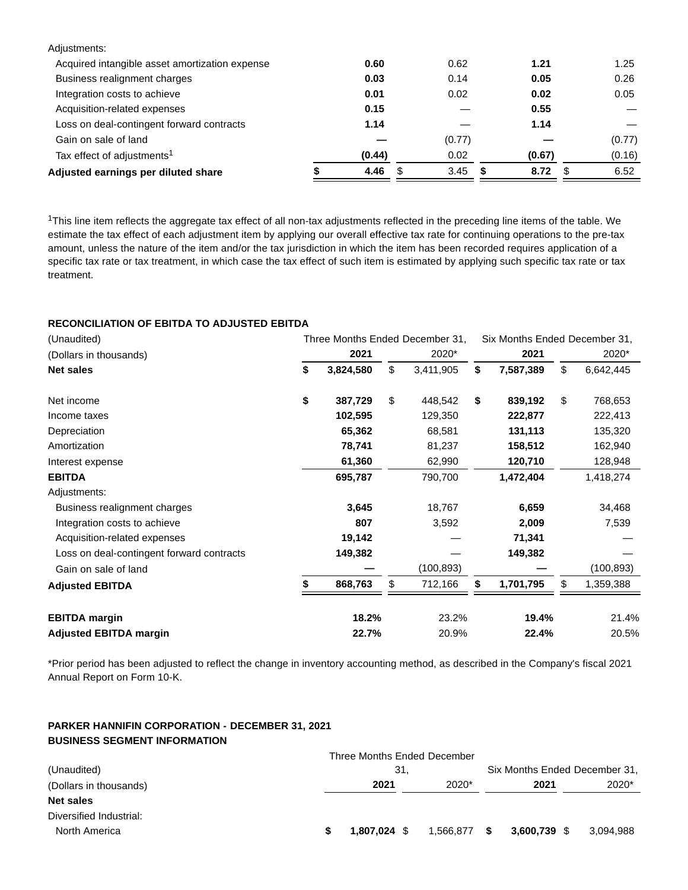| | Three Months Ended December 31, 2021 | Three Months Ended December 31, 2020 | Six Months Ended December 31, 2021 | Six Months Ended December 31, 2020 |
|---|---|---|---|---|
| Adjustments: | | | | |
| Acquired intangible asset amortization expense | **0.60** | 0.62 | **1.21** | 1.25 |
| Business realignment charges | **0.03** | 0.14 | **0.05** | 0.26 |
| Integration costs to achieve | **0.01** | 0.02 | **0.02** | 0.05 |
| Acquisition-related expenses | **0.15** | — | **0.55** | — |
| Loss on deal-contingent forward contracts | **1.14** | — | **1.14** | — |
| Gain on sale of land | **—** | (0.77) | **—** | (0.77) |
| Tax effect of adjustments[1] | **(0.44)** | 0.02 | **(0.67)** | (0.16) |
| **Adjusted earnings per diluted share** | **$ 4.46** | $ 3.45 | **$ 8.72** | $ 6.52 |

[1]This line item reflects the aggregate tax effect of all non-tax adjustments reflected in the preceding line items of the table. We estimate the tax effect of each adjustment item by applying our overall effective tax rate for continuing operations to the pre-tax amount, unless the nature of the item and/or the tax jurisdiction in which the item has been recorded requires application of a specific tax rate or tax treatment, in which case the tax effect of such item is estimated by applying such specific tax rate or tax treatment.

**RECONCILIATION OF EBITDA TO ADJUSTED EBITDA**

| (Unaudited) | Three Months Ended December 31, | | Six Months Ended December 31, | |
|---|---|---|---|---|
| (Dollars in thousands) | **2021** | 2020* | **2021** | 2020* |
| **Net sales** | **$ 3,824,580** | $ 3,411,905 | **$ 7,587,389** | $ 6,642,445 |
| | | | | |
| Net income | **$ 387,729** | $ 448,542 | **$ 839,192** | $ 768,653 |
| Income taxes | **102,595** | 129,350 | **222,877** | 222,413 |
| Depreciation | **65,362** | 68,581 | **131,113** | 135,320 |
| Amortization | **78,741** | 81,237 | **158,512** | 162,940 |
| Interest expense | **61,360** | 62,990 | **120,710** | 128,948 |
| **EBITDA** | **695,787** | 790,700 | **1,472,404** | 1,418,274 |
| Adjustments: | | | | |
| Business realignment charges | **3,645** | 18,767 | **6,659** | 34,468 |
| Integration costs to achieve | **807** | 3,592 | **2,009** | 7,539 |
| Acquisition-related expenses | **19,142** | — | **71,341** | — |
| Loss on deal-contingent forward contracts | **149,382** | — | **149,382** | — |
| Gain on sale of land | **—** | (100,893) | **—** | (100,893) |
| **Adjusted EBITDA** | **$ 868,763** | $ 712,166 | **$ 1,701,795** | $ 1,359,388 |
| | | | | |
| **EBITDA margin** | **18.2%** | 23.2% | **19.4%** | 21.4% |
| **Adjusted EBITDA margin** | **22.7%** | 20.9% | **22.4%** | 20.5% |

*Prior period has been adjusted to reflect the change in inventory accounting method, as described in the Company's fiscal 2021 Annual Report on Form 10-K.

**PARKER HANNIFIN CORPORATION - DECEMBER 31, 2021**
**BUSINESS SEGMENT INFORMATION**

| (Unaudited) | Three Months Ended December 31, | | Six Months Ended December 31, | |
|---|---|---|---|---|
| (Dollars in thousands) | **2021** | 2020* | **2021** | 2020* |
| **Net sales** | | | | |
| Diversified Industrial: | | | | |
| North America | **$ 1,807,024** | $ 1,566,877 | **$ 3,600,739** | $ 3,094,988 |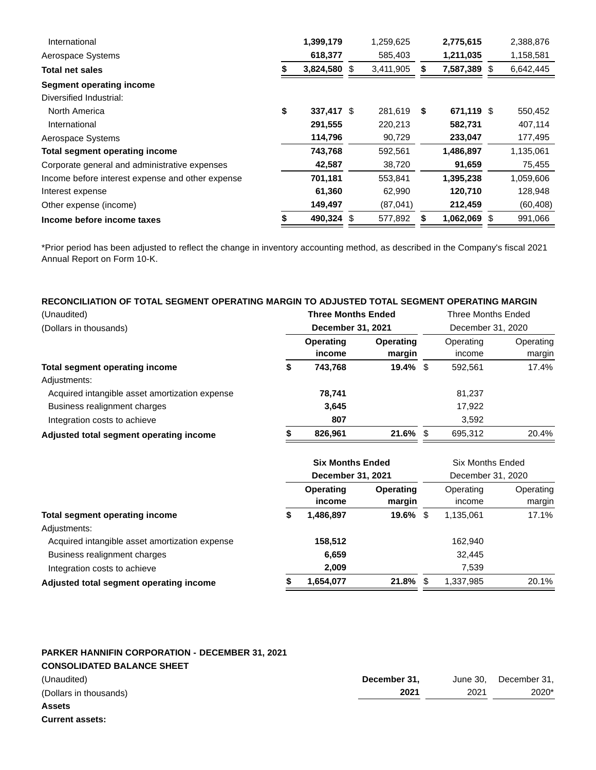|  |  |  |  |  |
|---|---|---|---|---|
| International | 1,399,179 | 1,259,625 | 2,775,615 | 2,388,876 |
| Aerospace Systems | 618,377 | 585,403 | 1,211,035 | 1,158,581 |
| **Total net sales** | $ 3,824,580 | $ 3,411,905 | $ 7,587,389 | $ 6,642,445 |
| **Segment operating income** |  |  |  |  |
| Diversified Industrial: |  |  |  |  |
| North America | $ 337,417 | $ 281,619 | $ 671,119 | $ 550,452 |
| International | 291,555 | 220,213 | 582,731 | 407,114 |
| Aerospace Systems | 114,796 | 90,729 | 233,047 | 177,495 |
| **Total segment operating income** | 743,768 | 592,561 | 1,486,897 | 1,135,061 |
| Corporate general and administrative expenses | 42,587 | 38,720 | 91,659 | 75,455 |
| Income before interest expense and other expense | 701,181 | 553,841 | 1,395,238 | 1,059,606 |
| Interest expense | 61,360 | 62,990 | 120,710 | 128,948 |
| Other expense (income) | 149,497 | (87,041) | 212,459 | (60,408) |
| **Income before income taxes** | $ 490,324 | $ 577,892 | $ 1,062,069 | $ 991,066 |

*Prior period has been adjusted to reflect the change in inventory accounting method, as described in the Company's fiscal 2021 Annual Report on Form 10-K.

**RECONCILIATION OF TOTAL SEGMENT OPERATING MARGIN TO ADJUSTED TOTAL SEGMENT OPERATING MARGIN**

| (Unaudited) | **Three Months Ended** |  | Three Months Ended |  |
|---|---|---|---|---|
| (Dollars in thousands) | **December 31, 2021** |  | December 31, 2020 |  |
|  | **Operating income** | **Operating margin** | Operating income | Operating margin |
| **Total segment operating income** | $ 743,768 | 19.4% | $ 592,561 | 17.4% |
| Adjustments: |  |  |  |  |
| Acquired intangible asset amortization expense | 78,741 |  | 81,237 |  |
| Business realignment charges | 3,645 |  | 17,922 |  |
| Integration costs to achieve | 807 |  | 3,592 |  |
| **Adjusted total segment operating income** | $ 826,961 | 21.6% | $ 695,312 | 20.4% |

|  | **Six Months Ended** |  | Six Months Ended |  |
|---|---|---|---|---|
|  | **December 31, 2021** |  | December 31, 2020 |  |
|  | **Operating income** | **Operating margin** | Operating income | Operating margin |
| **Total segment operating income** | $ 1,486,897 | 19.6% | $ 1,135,061 | 17.1% |
| Adjustments: |  |  |  |  |
| Acquired intangible asset amortization expense | 158,512 |  | 162,940 |  |
| Business realignment charges | 6,659 |  | 32,445 |  |
| Integration costs to achieve | 2,009 |  | 7,539 |  |
| **Adjusted total segment operating income** | $ 1,654,077 | 21.8% | $ 1,337,985 | 20.1% |

**PARKER HANNIFIN CORPORATION - DECEMBER 31, 2021**

**CONSOLIDATED BALANCE SHEET**

| (Unaudited) | **December 31,** | June 30, | December 31, |
|---|---|---|---|
| (Dollars in thousands) | **2021** | 2021 | 2020* |
| **Assets** |  |  |  |
| **Current assets:** |  |  |  |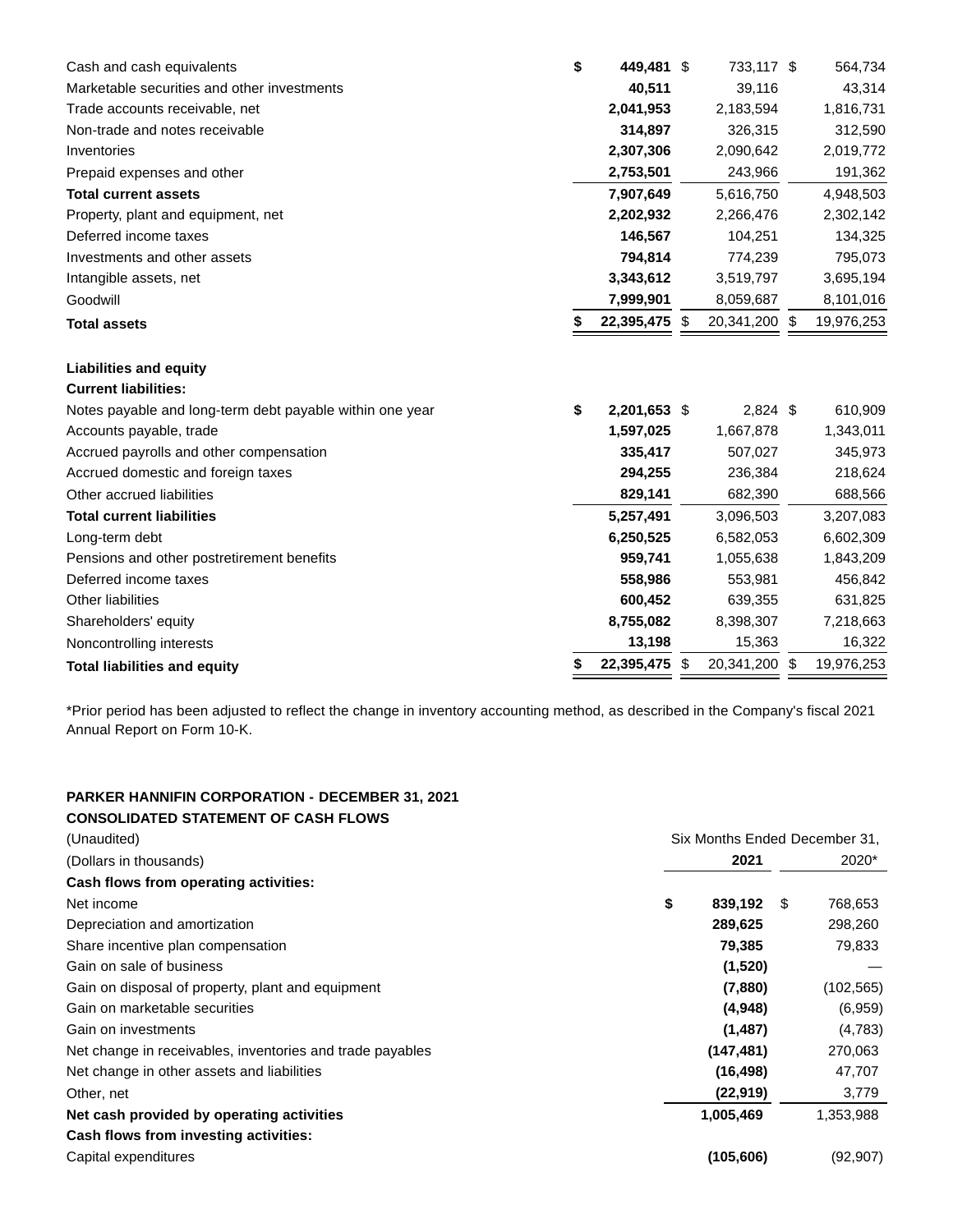| | | | |
|---|---|---|---|
| Cash and cash equivalents | **$ 449,481** | $ 733,117 | $ 564,734 |
| Marketable securities and other investments | **40,511** | 39,116 | 43,314 |
| Trade accounts receivable, net | **2,041,953** | 2,183,594 | 1,816,731 |
| Non-trade and notes receivable | **314,897** | 326,315 | 312,590 |
| Inventories | **2,307,306** | 2,090,642 | 2,019,772 |
| Prepaid expenses and other | **2,753,501** | 243,966 | 191,362 |
| **Total current assets** | **7,907,649** | 5,616,750 | 4,948,503 |
| Property, plant and equipment, net | **2,202,932** | 2,266,476 | 2,302,142 |
| Deferred income taxes | **146,567** | 104,251 | 134,325 |
| Investments and other assets | **794,814** | 774,239 | 795,073 |
| Intangible assets, net | **3,343,612** | 3,519,797 | 3,695,194 |
| Goodwill | **7,999,901** | 8,059,687 | 8,101,016 |
| **Total assets** | **$ 22,395,475** | $ 20,341,200 | $ 19,976,253 |
| | | | |
| **Liabilities and equity** | | | |
| **Current liabilities:** | | | |
| Notes payable and long-term debt payable within one year | **$ 2,201,653** | $ 2,824 | $ 610,909 |
| Accounts payable, trade | **1,597,025** | 1,667,878 | 1,343,011 |
| Accrued payrolls and other compensation | **335,417** | 507,027 | 345,973 |
| Accrued domestic and foreign taxes | **294,255** | 236,384 | 218,624 |
| Other accrued liabilities | **829,141** | 682,390 | 688,566 |
| **Total current liabilities** | **5,257,491** | 3,096,503 | 3,207,083 |
| Long-term debt | **6,250,525** | 6,582,053 | 6,602,309 |
| Pensions and other postretirement benefits | **959,741** | 1,055,638 | 1,843,209 |
| Deferred income taxes | **558,986** | 553,981 | 456,842 |
| Other liabilities | **600,452** | 639,355 | 631,825 |
| Shareholders' equity | **8,755,082** | 8,398,307 | 7,218,663 |
| Noncontrolling interests | **13,198** | 15,363 | 16,322 |
| **Total liabilities and equity** | **$ 22,395,475** | $ 20,341,200 | $ 19,976,253 |

*Prior period has been adjusted to reflect the change in inventory accounting method, as described in the Company's fiscal 2021 Annual Report on Form 10-K.

**PARKER HANNIFIN CORPORATION - DECEMBER 31, 2021**
**CONSOLIDATED STATEMENT OF CASH FLOWS**

| (Unaudited) | Six Months Ended December 31, | |
|---|---|---|
| (Dollars in thousands) | **2021** | 2020* |
| **Cash flows from operating activities:** | | |
| Net income | **$ 839,192** | $ 768,653 |
| Depreciation and amortization | **289,625** | 298,260 |
| Share incentive plan compensation | **79,385** | 79,833 |
| Gain on sale of business | **(1,520)** | — |
| Gain on disposal of property, plant and equipment | **(7,880)** | (102,565) |
| Gain on marketable securities | **(4,948)** | (6,959) |
| Gain on investments | **(1,487)** | (4,783) |
| Net change in receivables, inventories and trade payables | **(147,481)** | 270,063 |
| Net change in other assets and liabilities | **(16,498)** | 47,707 |
| Other, net | **(22,919)** | 3,779 |
| **Net cash provided by operating activities** | **1,005,469** | 1,353,988 |
| **Cash flows from investing activities:** | | |
| Capital expenditures | **(105,606)** | (92,907) |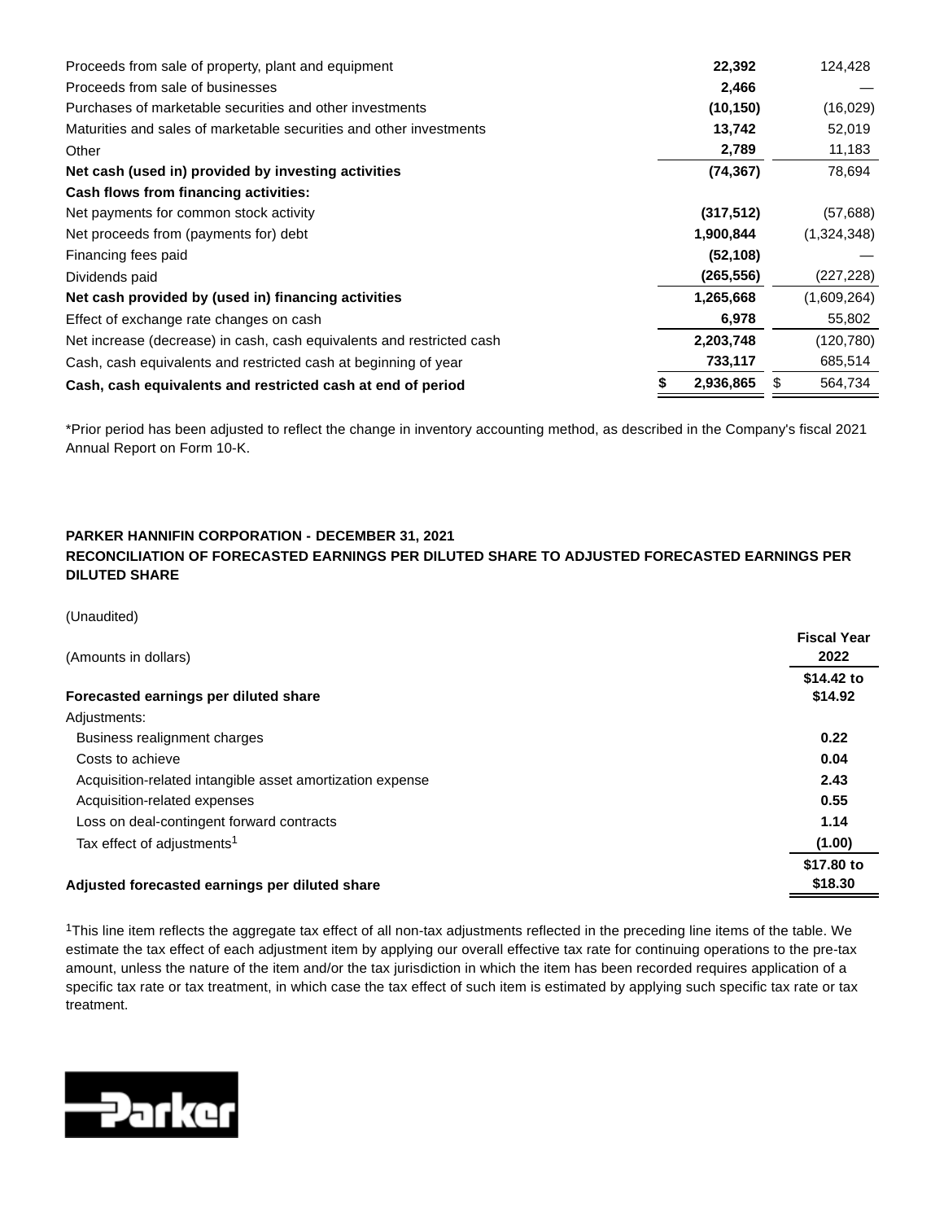| | | |
|---|---|---|
| Proceeds from sale of property, plant and equipment | **22,392** | 124,428 |
| Proceeds from sale of businesses | **2,466** | — |
| Purchases of marketable securities and other investments | **(10,150)** | (16,029) |
| Maturities and sales of marketable securities and other investments | **13,742** | 52,019 |
| Other | **2,789** | 11,183 |
| **Net cash (used in) provided by investing activities** | **(74,367)** | 78,694 |
| **Cash flows from financing activities:** | | |
| Net payments for common stock activity | **(317,512)** | (57,688) |
| Net proceeds from (payments for) debt | **1,900,844** | (1,324,348) |
| Financing fees paid | **(52,108)** | — |
| Dividends paid | **(265,556)** | (227,228) |
| **Net cash provided by (used in) financing activities** | **1,265,668** | (1,609,264) |
| Effect of exchange rate changes on cash | **6,978** | 55,802 |
| Net increase (decrease) in cash, cash equivalents and restricted cash | **2,203,748** | (120,780) |
| Cash, cash equivalents and restricted cash at beginning of year | **733,117** | 685,514 |
| **Cash, cash equivalents and restricted cash at end of period** | **$ 2,936,865** | $ 564,734 |

*Prior period has been adjusted to reflect the change in inventory accounting method, as described in the Company's fiscal 2021 Annual Report on Form 10-K.

**PARKER HANNIFIN CORPORATION - DECEMBER 31, 2021**
**RECONCILIATION OF FORECASTED EARNINGS PER DILUTED SHARE TO ADJUSTED FORECASTED EARNINGS PER DILUTED SHARE**

(Unaudited)

| (Amounts in dollars) | Fiscal Year 2022 |
|---|---|
| **Forecasted earnings per diluted share** | **$14.42 to $14.92** |
| Adjustments: | |
| Business realignment charges | **0.22** |
| Costs to achieve | **0.04** |
| Acquisition-related intangible asset amortization expense | **2.43** |
| Acquisition-related expenses | **0.55** |
| Loss on deal-contingent forward contracts | **1.14** |
| Tax effect of adjustments[1] | **(1.00)** |
| **Adjusted forecasted earnings per diluted share** | **$17.80 to $18.30** |

[1]This line item reflects the aggregate tax effect of all non-tax adjustments reflected in the preceding line items of the table. We estimate the tax effect of each adjustment item by applying our overall effective tax rate for continuing operations to the pre-tax amount, unless the nature of the item and/or the tax jurisdiction in which the item has been recorded requires application of a specific tax rate or tax treatment, in which case the tax effect of such item is estimated by applying such specific tax rate or tax treatment.

Parker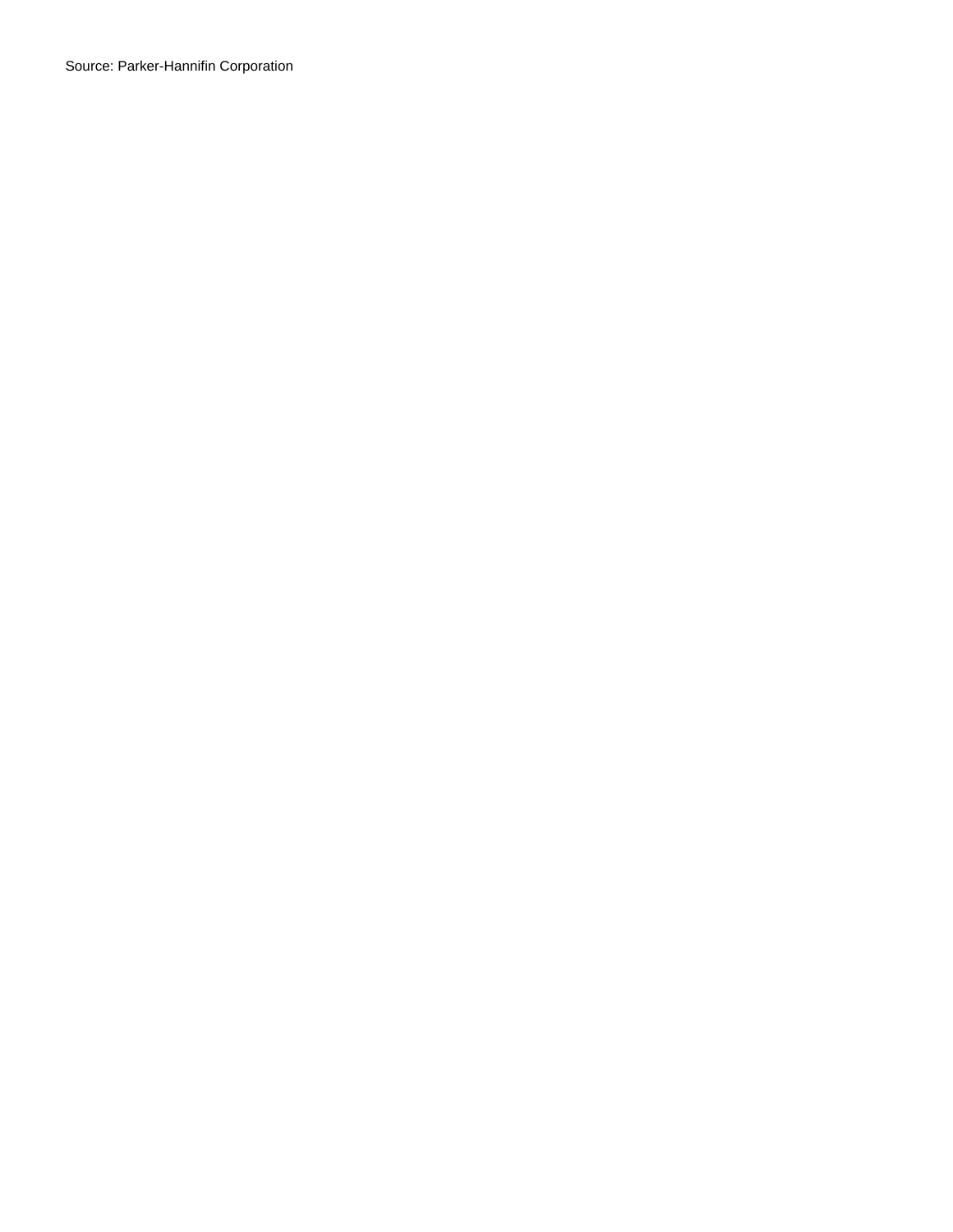Source: Parker-Hannifin Corporation